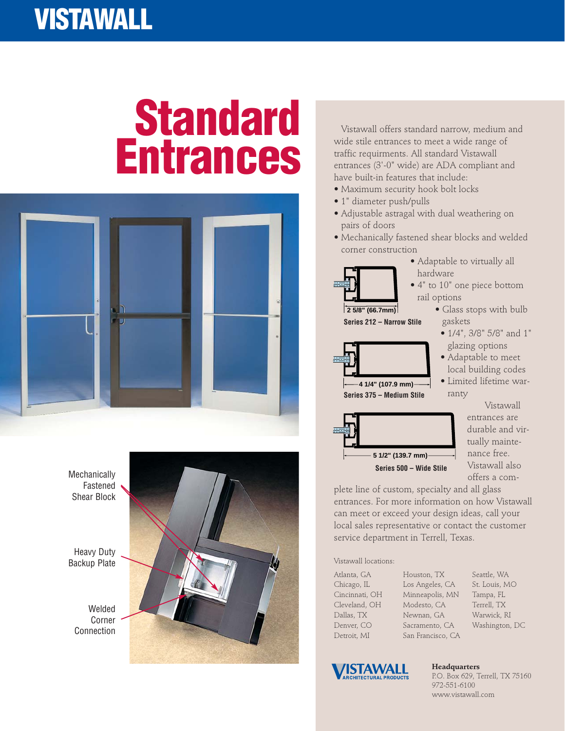# VISTAWALL

# Standard Entrances

Mechanically Fastened Shear Block

Heavy Duty Backup Plate

Welded Corner Connection

Vistawall offers standard narrow, medium and wide stile entrances to meet a wide range of traffic requirments. All standard Vistawall entrances (3'-0" wide) are ADA compliant and have built-in features that include:

- Maximum security hook bolt locks
- 1" diameter push/pulls
- Adjustable astragal with dual weathering on pairs of doors
- Mechanically fastened shear blocks and welded corner construction
- Adaptable to virtually all hardware
- 4" to 10" one piece bottom rail options
- Glass stops with bulb gaskets
- 1/4", 3/8" 5/8" and 1" glazing options
- Adaptable to meet local building codes
- Limited lifetime warranty

2 5/8" (66.7mm)
**Series 212 – Narrow Stile**

4 1/4" (107.9 mm)
**Series 375 – Medium Stile**

5 1/2" (139.7 mm)
**Series 500 – Wide Stile**

Vistawall entrances are durable and virtually maintenance free. Vistawall also offers a complete line of custom, specialty and all glass entrances. For more information on how Vistawall can meet or exceed your design ideas, call your local sales representative or contact the customer service department in Terrell, Texas.

Vistawall locations:

| | | |
|---|---|---|
| Atlanta, GA | Houston, TX | Seattle, WA |
| Chicago, IL | Los Angeles, CA | St. Louis, MO |
| Cincinnati, OH | Minneapolis, MN | Tampa, FL |
| Cleveland, OH | Modesto, CA | Terrell, TX |
| Dallas, TX | Newnan, GA | Warwick, RI |
| Denver, CO | Sacramento, CA | Washington, DC |
| Detroit, MI | San Francisco, CA | |

VISTAWALL ARCHITECTURAL PRODUCTS

**Headquarters**
P.O. Box 629, Terrell, TX 75160
972-551-6100
www.vistawall.com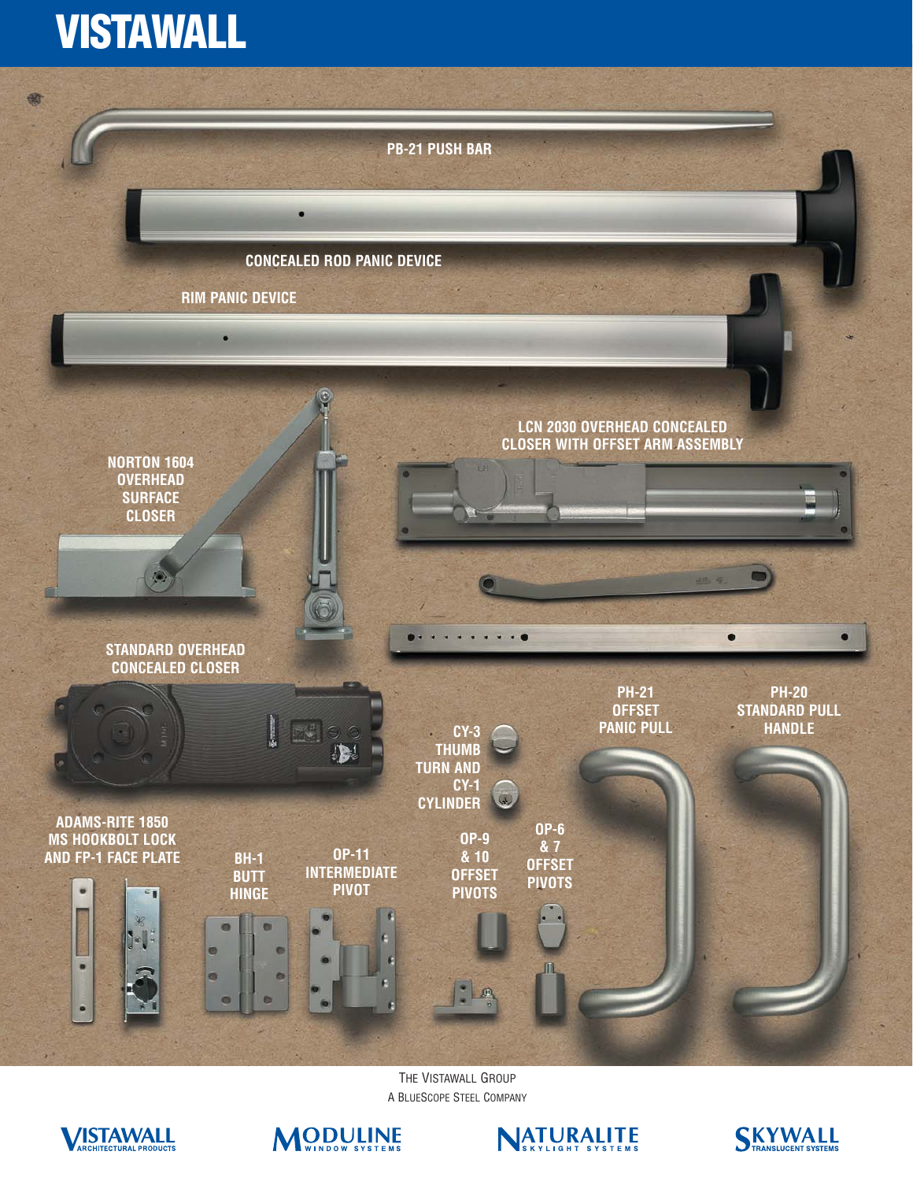# VISTAWALL

PB-21 PUSH BAR

CONCEALED ROD PANIC DEVICE

RIM PANIC DEVICE

LCN 2030 OVERHEAD CONCEALED CLOSER WITH OFFSET ARM ASSEMBLY

NORTON 1604 OVERHEAD SURFACE CLOSER

STANDARD OVERHEAD CONCEALED CLOSER

PH-21 OFFSET PANIC PULL

PH-20 STANDARD PULL HANDLE

CY-3 THUMB TURN AND CY-1 CYLINDER

ADAMS-RITE 1850 MS HOOKBOLT LOCK AND FP-1 FACE PLATE

BH-1 BUTT HINGE

OP-11 INTERMEDIATE PIVOT

OP-9 & 10 OFFSET PIVOTS

OP-6 & 7 OFFSET PIVOTS

THE VISTAWALL GROUP
A BLUESCOPE STEEL COMPANY

VISTAWALL ARCHITECTURAL PRODUCTS | MODULINE WINDOW SYSTEMS | NATURALITE SKYLIGHT SYSTEMS | SKYWALL TRANSLUCENT SYSTEMS